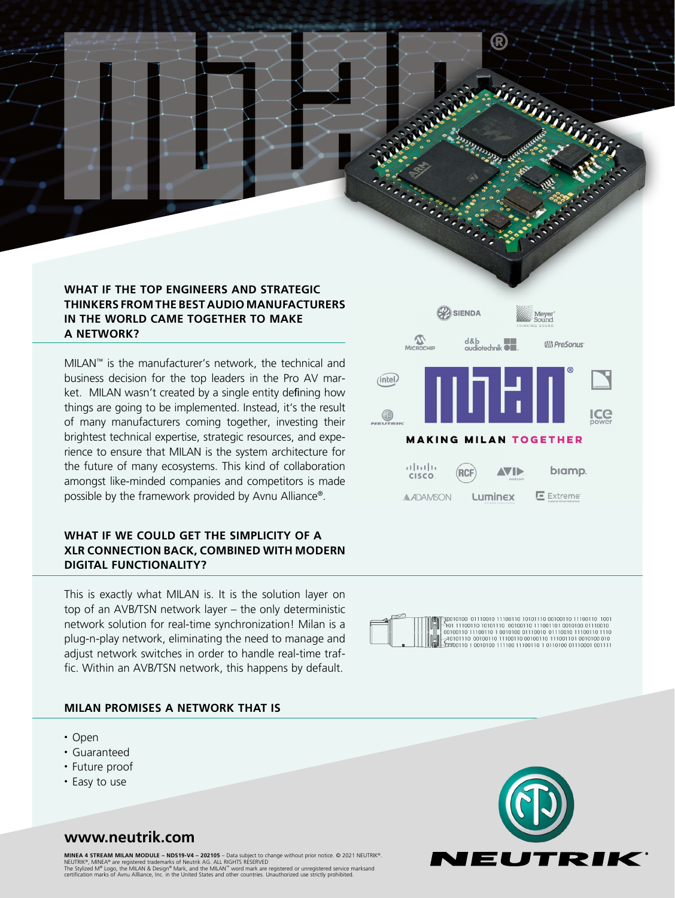### WHAT IF THE TOP ENGINEERS AND STRATEGIC THINKERS FROM THE BEST AUDIO MANUFACTURERS IN THE WORLD CAME TOGETHER TO MAKE A NETWORK?

MILAN™ is the manufacturer's network, the technical and business decision for the top leaders in the Pro AV market. MILAN wasn't created by a single entity defining how things are going to be implemented. Instead, it's the result of many manufacturers coming together, investing their brightest technical expertise, strategic resources, and experience to ensure that MILAN is the system architecture for the future of many ecosystems. This kind of collaboration amongst like-minded companies and competitors is made possible by the framework provided by Avnu Alliance®.

MAKING MILAN TOGETHER

### WHAT IF WE COULD GET THE SIMPLICITY OF A XLR CONNECTION BACK, COMBINED WITH MODERN DIGITAL FUNCTIONALITY?

This is exactly what MILAN is. It is the solution layer on top of an AVB/TSN network layer – the only deterministic network solution for real-time synchronization! Milan is a plug-n-play network, eliminating the need to manage and adjust network switches in order to handle real-time traffic. Within an AVB/TSN network, this happens by default.

### MILAN PROMISES A NETWORK THAT IS

- Open
- Guaranteed
- Future proof
- Easy to use

## www.neutrik.com

**MINEA 4 STREAM MILAN MODULE – NDS19-V4 – 202105** – Data subject to change without prior notice. © 2021 NEUTRIK®.
NEUTRIK®, MINEA® are registered trademarks of Neutrik AG. ALL RIGHTS RESERVED
The Stylized M® Logo, the MILAN & Design® Mark, and the MILAN™ word mark are registered or unregistered service marksand certification marks of Avnu Allliance, Inc. in the United States and other countries. Unauthorized use strictly prohibited.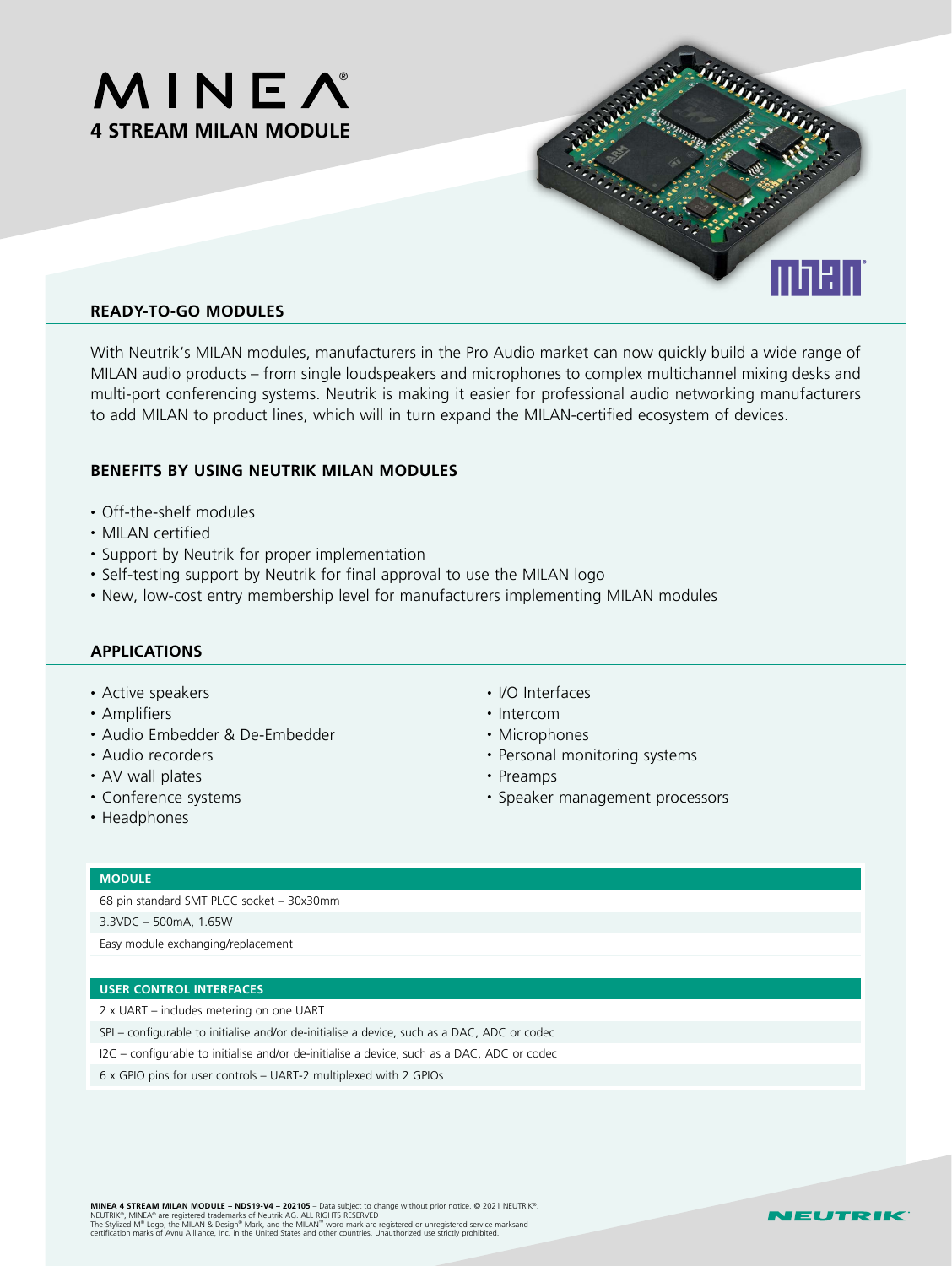# MINEA®

## 4 STREAM MILAN MODULE

### READY-TO-GO MODULES

With Neutrik's MILAN modules, manufacturers in the Pro Audio market can now quickly build a wide range of MILAN audio products – from single loudspeakers and microphones to complex multichannel mixing desks and multi-port conferencing systems. Neutrik is making it easier for professional audio networking manufacturers to add MILAN to product lines, which will in turn expand the MILAN-certified ecosystem of devices.

### BENEFITS BY USING NEUTRIK MILAN MODULES

- Off-the-shelf modules
- MILAN certified
- Support by Neutrik for proper implementation
- Self-testing support by Neutrik for final approval to use the MILAN logo
- New, low-cost entry membership level for manufacturers implementing MILAN modules

### APPLICATIONS

- Active speakers
- Amplifiers
- Audio Embedder & De-Embedder
- Audio recorders
- AV wall plates
- Conference systems
- Headphones
- I/O Interfaces
- Intercom
- Microphones
- Personal monitoring systems
- Preamps
- Speaker management processors

| MODULE |
| --- |
| 68 pin standard SMT PLCC socket – 30x30mm |
| 3.3VDC – 500mA, 1.65W |
| Easy module exchanging/replacement |

| USER CONTROL INTERFACES |
| --- |
| 2 x UART – includes metering on one UART |
| SPI – configurable to initialise and/or de-initialise a device, such as a DAC, ADC or codec |
| I2C – configurable to initialise and/or de-initialise a device, such as a DAC, ADC or codec |
| 6 x GPIO pins for user controls – UART-2 multiplexed with 2 GPIOs |

**MINEA 4 STREAM MILAN MODULE – NDS19-V4 – 202105** – Data subject to change without prior notice. © 2021 NEUTRIK®.
NEUTRIK®, MINEA® are registered trademarks of Neutrik AG. ALL RIGHTS RESERVED
The Stylized M® Logo, the MILAN & Design® Mark, and the MILAN™ word mark are registered or unregistered service marksand certification marks of Avnu Allliance, Inc. in the United States and other countries. Unauthorized use strictly prohibited.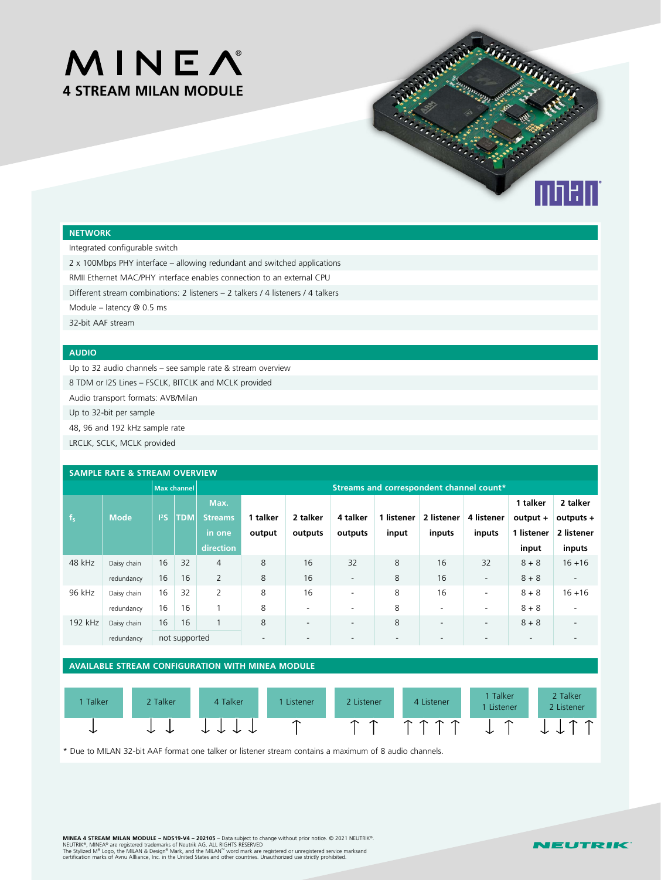# MINEA®

## 4 STREAM MILAN MODULE

### NETWORK

Integrated configurable switch

2 x 100Mbps PHY interface – allowing redundant and switched applications

RMII Ethernet MAC/PHY interface enables connection to an external CPU

Different stream combinations: 2 listeners – 2 talkers / 4 listeners / 4 talkers

Module – latency @ 0.5 ms

32-bit AAF stream

### AUDIO

Up to 32 audio channels – see sample rate & stream overview

8 TDM or I2S Lines – FSCLK, BITCLK and MCLK provided

Audio transport formats: AVB/Milan

Up to 32-bit per sample

48, 96 and 192 kHz sample rate

LRCLK, SCLK, MCLK provided

### SAMPLE RATE & STREAM OVERVIEW

| | | Max channel | | | Streams and correspondent channel count* | | | | | | | |
|---|---|---|---|---|---|---|---|---|---|---|---|---|
| $f_s$ | Mode | I²S | TDM | Max. Streams in one direction | 1 talker output | 2 talker outputs | 4 talker outputs | 1 listener input | 2 listener inputs | 4 listener inputs | 1 talker output + 1 listener input | 2 talker outputs + 2 listener inputs |
| 48 kHz | Daisy chain | 16 | 32 | 4 | 8 | 16 | 32 | 8 | 16 | 32 | 8 + 8 | 16 +16 |
| | redundancy | 16 | 16 | 2 | 8 | 16 | - | 8 | 16 | - | 8 + 8 | - |
| 96 kHz | Daisy chain | 16 | 32 | 2 | 8 | 16 | - | 8 | 16 | - | 8 + 8 | 16 +16 |
| | redundancy | 16 | 16 | 1 | 8 | - | - | 8 | - | - | 8 + 8 | - |
| 192 kHz | Daisy chain | 16 | 16 | 1 | 8 | - | - | 8 | - | - | 8 + 8 | - |
| | redundancy | not supported | | | - | - | - | - | - | - | - | - |

### AVAILABLE STREAM CONFIGURATION WITH MINEA MODULE

1 Talker ↓

2 Talker ↓ ↓

4 Talker ↓ ↓ ↓ ↓

1 Listener ↑

2 Listener ↑ ↑

4 Listener ↑ ↑ ↑ ↑

1 Talker 1 Listener ↓ ↑

2 Talker 2 Listener ↓ ↓ ↑ ↑

* Due to MILAN 32-bit AAF format one talker or listener stream contains a maximum of 8 audio channels.

**MINEA 4 STREAM MILAN MODULE – NDS19-V4 – 202105** – Data subject to change without prior notice. © 2021 NEUTRIK®.
NEUTRIK®, MINEA® are registered trademarks of Neutrik AG. ALL RIGHTS RESERVED
The Stylized M® Logo, the MILAN & Design® Mark, and the MILAN™ word mark are registered or unregistered service marksand certification marks of Avnu Allliance, Inc. in the United States and other countries. Unauthorized use strictly prohibited.

NEUTRIK